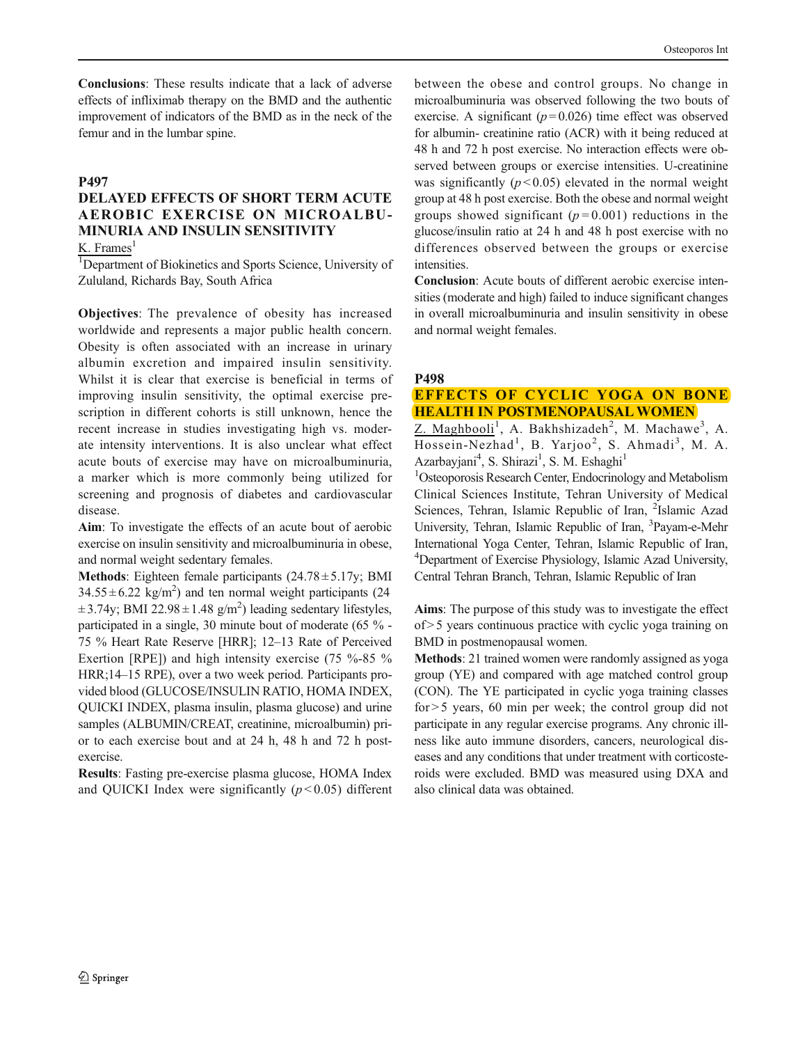**Conclusions**: These results indicate that a lack of adverse effects of infliximab therapy on the BMD and the authentic improvement of indicators of the BMD as in the neck of the femur and in the lumbar spine.

## P497

### DELAYED EFFECTS OF SHORT TERM ACUTE AEROBIC EXERCISE ON MICROALBUMINURIA AND INSULIN SENSITIVITY

K. Frames[1]

[1]Department of Biokinetics and Sports Science, University of Zululand, Richards Bay, South Africa

**Objectives**: The prevalence of obesity has increased worldwide and represents a major public health concern. Obesity is often associated with an increase in urinary albumin excretion and impaired insulin sensitivity. Whilst it is clear that exercise is beneficial in terms of improving insulin sensitivity, the optimal exercise prescription in different cohorts is still unknown, hence the recent increase in studies investigating high vs. moderate intensity interventions. It is also unclear what effect acute bouts of exercise may have on microalbuminuria, a marker which is more commonly being utilized for screening and prognosis of diabetes and cardiovascular disease.

**Aim**: To investigate the effects of an acute bout of aerobic exercise on insulin sensitivity and microalbuminuria in obese, and normal weight sedentary females.

**Methods**: Eighteen female participants (24.78 ± 5.17y; BMI 34.55 ± 6.22 kg/m$^2$) and ten normal weight participants (24 ± 3.74y; BMI 22.98 ± 1.48 g/m$^2$) leading sedentary lifestyles, participated in a single, 30 minute bout of moderate (65 % - 75 % Heart Rate Reserve [HRR]; 12–13 Rate of Perceived Exertion [RPE]) and high intensity exercise (75 %-85 % HRR;14–15 RPE), over a two week period. Participants provided blood (GLUCOSE/INSULIN RATIO, HOMA INDEX, QUICKI INDEX, plasma insulin, plasma glucose) and urine samples (ALBUMIN/CREAT, creatinine, microalbumin) prior to each exercise bout and at 24 h, 48 h and 72 h post-exercise.

**Results**: Fasting pre-exercise plasma glucose, HOMA Index and QUICKI Index were significantly ($p < 0.05$) different between the obese and control groups. No change in microalbuminuria was observed following the two bouts of exercise. A significant ($p = 0.026$) time effect was observed for albumin- creatinine ratio (ACR) with it being reduced at 48 h and 72 h post exercise. No interaction effects were observed between groups or exercise intensities. U-creatinine was significantly ($p < 0.05$) elevated in the normal weight group at 48 h post exercise. Both the obese and normal weight groups showed significant ($p = 0.001$) reductions in the glucose/insulin ratio at 24 h and 48 h post exercise with no differences observed between the groups or exercise intensities.

**Conclusion**: Acute bouts of different aerobic exercise intensities (moderate and high) failed to induce significant changes in overall microalbuminuria and insulin sensitivity in obese and normal weight females.

## P498

### EFFECTS OF CYCLIC YOGA ON BONE HEALTH IN POSTMENOPAUSAL WOMEN

Z. Maghbooli[1], A. Bakhshizadeh[2], M. Machawe[3], A. Hossein-Nezhad[1], B. Yarjoo[2], S. Ahmadi[3], M. A. Azarbayjani[4], S. Shirazi[1], S. M. Eshaghi[1]

[1]Osteoporosis Research Center, Endocrinology and Metabolism Clinical Sciences Institute, Tehran University of Medical Sciences, Tehran, Islamic Republic of Iran, [2]Islamic Azad University, Tehran, Islamic Republic of Iran, [3]Payam-e-Mehr International Yoga Center, Tehran, Islamic Republic of Iran, [4]Department of Exercise Physiology, Islamic Azad University, Central Tehran Branch, Tehran, Islamic Republic of Iran

**Aims**: The purpose of this study was to investigate the effect of > 5 years continuous practice with cyclic yoga training on BMD in postmenopausal women.

**Methods**: 21 trained women were randomly assigned as yoga group (YE) and compared with age matched control group (CON). The YE participated in cyclic yoga training classes for > 5 years, 60 min per week; the control group did not participate in any regular exercise programs. Any chronic illness like auto immune disorders, cancers, neurological diseases and any conditions that under treatment with corticosteroids were excluded. BMD was measured using DXA and also clinical data was obtained.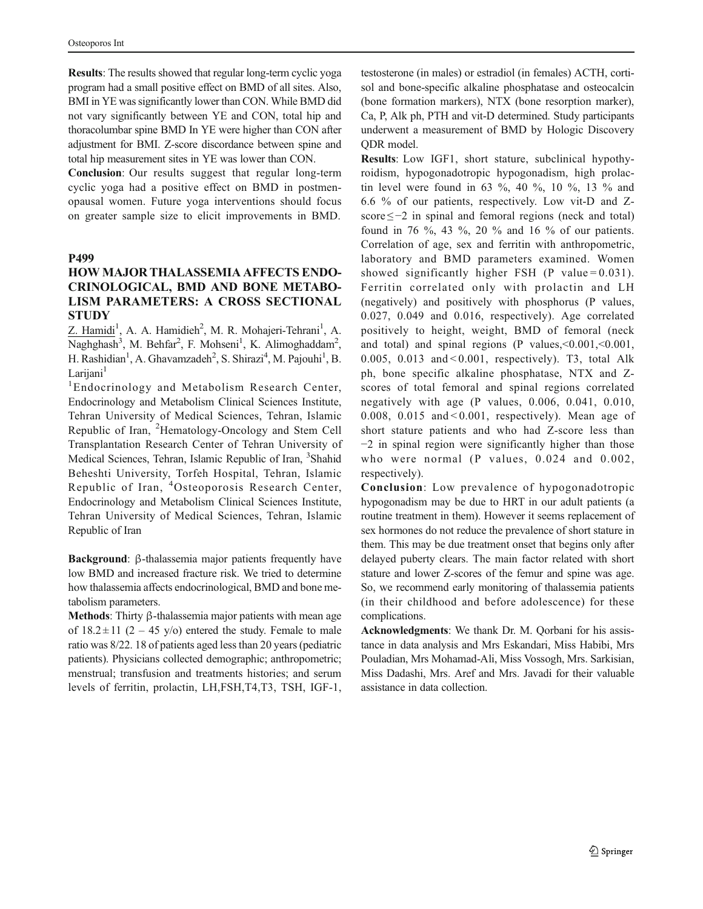**Results**: The results showed that regular long-term cyclic yoga program had a small positive effect on BMD of all sites. Also, BMI in YE was significantly lower than CON. While BMD did not vary significantly between YE and CON, total hip and thoracolumbar spine BMD In YE were higher than CON after adjustment for BMI. Z-score discordance between spine and total hip measurement sites in YE was lower than CON.

**Conclusion**: Our results suggest that regular long-term cyclic yoga had a positive effect on BMD in postmenopausal women. Future yoga interventions should focus on greater sample size to elicit improvements in BMD.

## P499

## HOW MAJOR THALASSEMIA AFFECTS ENDOCRINOLOGICAL, BMD AND BONE METABOLISM PARAMETERS: A CROSS SECTIONAL STUDY

Z. Hamidi[1], A. A. Hamidieh[2], M. R. Mohajeri-Tehrani[1], A. Naghghash[3], M. Behfar[2], F. Mohseni[1], K. Alimoghaddam[2], H. Rashidian[1], A. Ghavamzadeh[2], S. Shirazi[4], M. Pajouhi[1], B. Larijani[1]

[1]Endocrinology and Metabolism Research Center, Endocrinology and Metabolism Clinical Sciences Institute, Tehran University of Medical Sciences, Tehran, Islamic Republic of Iran, [2]Hematology-Oncology and Stem Cell Transplantation Research Center of Tehran University of Medical Sciences, Tehran, Islamic Republic of Iran, [3]Shahid Beheshti University, Torfeh Hospital, Tehran, Islamic Republic of Iran, [4]Osteoporosis Research Center, Endocrinology and Metabolism Clinical Sciences Institute, Tehran University of Medical Sciences, Tehran, Islamic Republic of Iran

**Background**: β-thalassemia major patients frequently have low BMD and increased fracture risk. We tried to determine how thalassemia affects endocrinological, BMD and bone metabolism parameters.

**Methods**: Thirty β-thalassemia major patients with mean age of $18.2 \pm 11$ (2 – 45 y/o) entered the study. Female to male ratio was 8/22. 18 of patients aged less than 20 years (pediatric patients). Physicians collected demographic; anthropometric; menstrual; transfusion and treatments histories; and serum levels of ferritin, prolactin, LH,FSH,T4,T3, TSH, IGF-1, testosterone (in males) or estradiol (in females) ACTH, cortisol and bone-specific alkaline phosphatase and osteocalcin (bone formation markers), NTX (bone resorption marker), Ca, P, Alk ph, PTH and vit-D determined. Study participants underwent a measurement of BMD by Hologic Discovery QDR model.

**Results**: Low IGF1, short stature, subclinical hypothyroidism, hypogonadotropic hypogonadism, high prolactin level were found in 63 %, 40 %, 10 %, 13 % and 6.6 % of our patients, respectively. Low vit-D and Z-score $\leq -2$ in spinal and femoral regions (neck and total) found in 76 %, 43 %, 20 % and 16 % of our patients. Correlation of age, sex and ferritin with anthropometric, laboratory and BMD parameters examined. Women showed significantly higher FSH (P value = 0.031). Ferritin correlated only with prolactin and LH (negatively) and positively with phosphorus (P values, 0.027, 0.049 and 0.016, respectively). Age correlated positively to height, weight, BMD of femoral (neck and total) and spinal regions (P values, <0.001, <0.001, 0.005, 0.013 and < 0.001, respectively). T3, total Alk ph, bone specific alkaline phosphatase, NTX and Z-scores of total femoral and spinal regions correlated negatively with age (P values, 0.006, 0.041, 0.010, 0.008, 0.015 and < 0.001, respectively). Mean age of short stature patients and who had Z-score less than −2 in spinal region were significantly higher than those who were normal (P values, 0.024 and 0.002, respectively).

**Conclusion**: Low prevalence of hypogonadotropic hypogonadism may be due to HRT in our adult patients (a routine treatment in them). However it seems replacement of sex hormones do not reduce the prevalence of short stature in them. This may be due treatment onset that begins only after delayed puberty clears. The main factor related with short stature and lower Z-scores of the femur and spine was age. So, we recommend early monitoring of thalassemia patients (in their childhood and before adolescence) for these complications.

**Acknowledgments**: We thank Dr. M. Qorbani for his assistance in data analysis and Mrs Eskandari, Miss Habibi, Mrs Pouladian, Mrs Mohamad-Ali, Miss Vossogh, Mrs. Sarkisian, Miss Dadashi, Mrs. Aref and Mrs. Javadi for their valuable assistance in data collection.